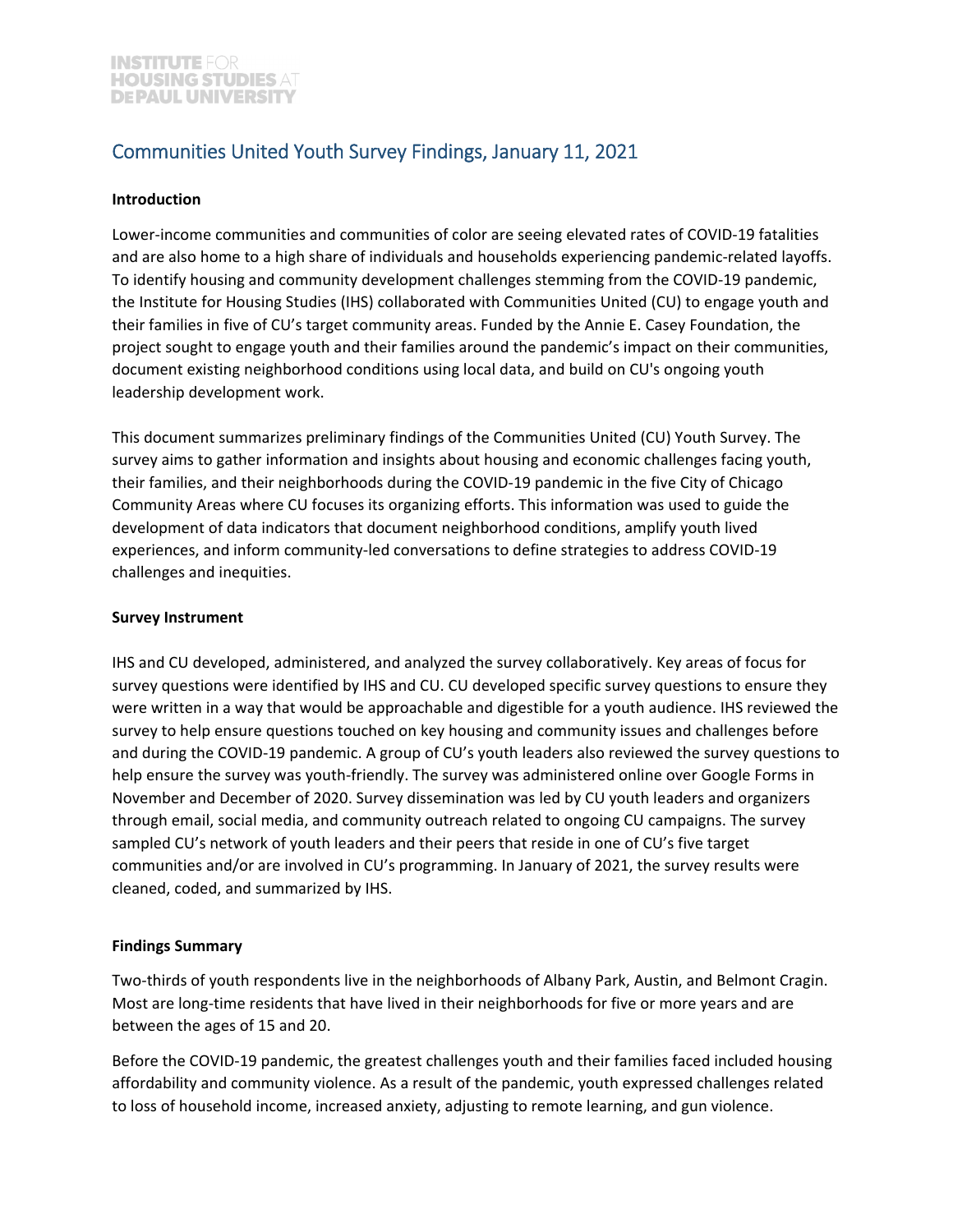INSTITUTE FOR HOUSING STUDIES AT DEPAUL UNIVERSITY

# Communities United Youth Survey Findings, January 11, 2021

**Introduction**

Lower-income communities and communities of color are seeing elevated rates of COVID-19 fatalities and are also home to a high share of individuals and households experiencing pandemic-related layoffs. To identify housing and community development challenges stemming from the COVID-19 pandemic, the Institute for Housing Studies (IHS) collaborated with Communities United (CU) to engage youth and their families in five of CU's target community areas. Funded by the Annie E. Casey Foundation, the project sought to engage youth and their families around the pandemic's impact on their communities, document existing neighborhood conditions using local data, and build on CU's ongoing youth leadership development work.

This document summarizes preliminary findings of the Communities United (CU) Youth Survey. The survey aims to gather information and insights about housing and economic challenges facing youth, their families, and their neighborhoods during the COVID-19 pandemic in the five City of Chicago Community Areas where CU focuses its organizing efforts. This information was used to guide the development of data indicators that document neighborhood conditions, amplify youth lived experiences, and inform community-led conversations to define strategies to address COVID-19 challenges and inequities.

**Survey Instrument**

IHS and CU developed, administered, and analyzed the survey collaboratively. Key areas of focus for survey questions were identified by IHS and CU. CU developed specific survey questions to ensure they were written in a way that would be approachable and digestible for a youth audience. IHS reviewed the survey to help ensure questions touched on key housing and community issues and challenges before and during the COVID-19 pandemic. A group of CU's youth leaders also reviewed the survey questions to help ensure the survey was youth-friendly. The survey was administered online over Google Forms in November and December of 2020. Survey dissemination was led by CU youth leaders and organizers through email, social media, and community outreach related to ongoing CU campaigns. The survey sampled CU's network of youth leaders and their peers that reside in one of CU's five target communities and/or are involved in CU's programming. In January of 2021, the survey results were cleaned, coded, and summarized by IHS.

**Findings Summary**

Two-thirds of youth respondents live in the neighborhoods of Albany Park, Austin, and Belmont Cragin. Most are long-time residents that have lived in their neighborhoods for five or more years and are between the ages of 15 and 20.

Before the COVID-19 pandemic, the greatest challenges youth and their families faced included housing affordability and community violence. As a result of the pandemic, youth expressed challenges related to loss of household income, increased anxiety, adjusting to remote learning, and gun violence.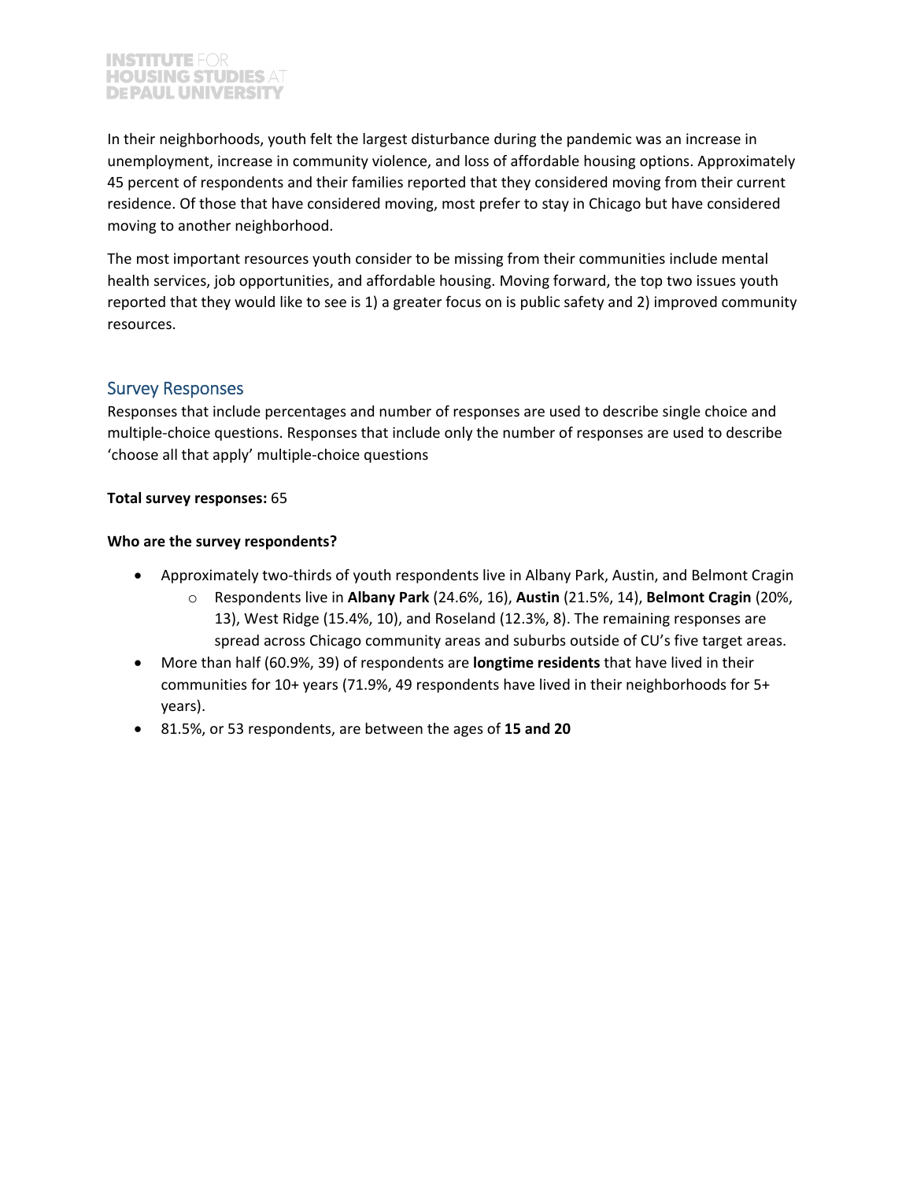In their neighborhoods, youth felt the largest disturbance during the pandemic was an increase in unemployment, increase in community violence, and loss of affordable housing options. Approximately 45 percent of respondents and their families reported that they considered moving from their current residence. Of those that have considered moving, most prefer to stay in Chicago but have considered moving to another neighborhood.

The most important resources youth consider to be missing from their communities include mental health services, job opportunities, and affordable housing. Moving forward, the top two issues youth reported that they would like to see is 1) a greater focus on is public safety and 2) improved community resources.

## Survey Responses

Responses that include percentages and number of responses are used to describe single choice and multiple-choice questions. Responses that include only the number of responses are used to describe 'choose all that apply' multiple-choice questions

**Total survey responses:** 65

**Who are the survey respondents?**

- Approximately two-thirds of youth respondents live in Albany Park, Austin, and Belmont Cragin
  - Respondents live in **Albany Park** (24.6%, 16), **Austin** (21.5%, 14), **Belmont Cragin** (20%, 13), West Ridge (15.4%, 10), and Roseland (12.3%, 8). The remaining responses are spread across Chicago community areas and suburbs outside of CU's five target areas.
- More than half (60.9%, 39) of respondents are **longtime residents** that have lived in their communities for 10+ years (71.9%, 49 respondents have lived in their neighborhoods for 5+ years).
- 81.5%, or 53 respondents, are between the ages of **15 and 20**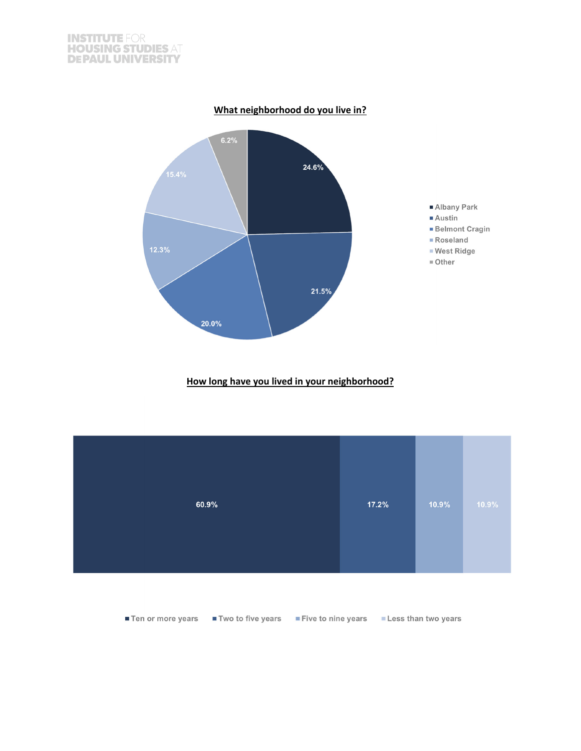**What neighborhood do you live in?**

| Neighborhood | Percent |
|---|---|
| Albany Park | 24.6% |
| Austin | 21.5% |
| Belmont Cragin | 20.0% |
| Roseland | 12.3% |
| West Ridge | 15.4% |
| Other | 6.2% |

**How long have you lived in your neighborhood?**

| Length of residence | Percent |
|---|---|
| Ten or more years | 60.9% |
| Two to five years | 17.2% |
| Five to nine years | 10.9% |
| Less than two years | 10.9% |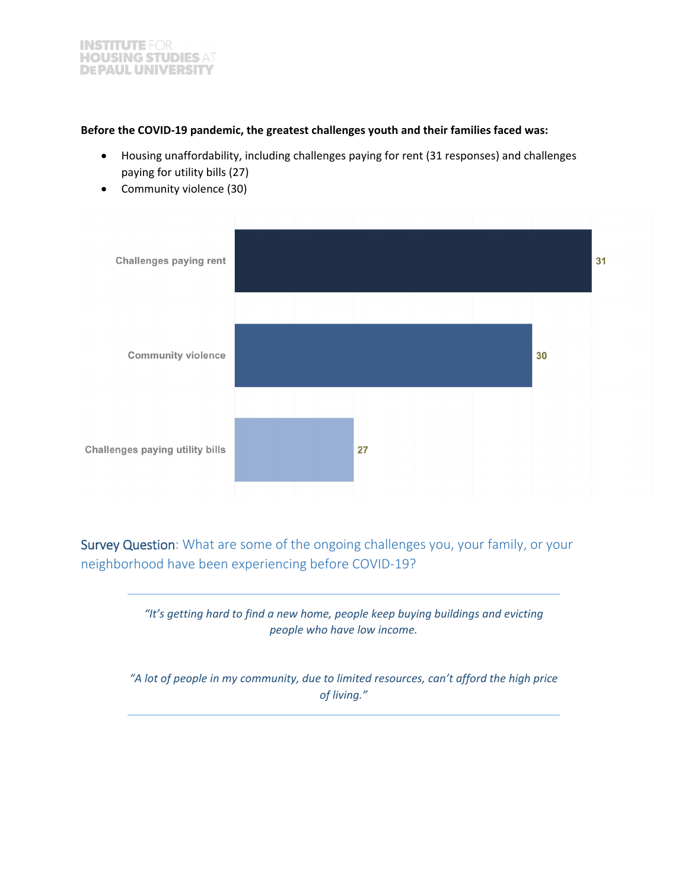**Before the COVID-19 pandemic, the greatest challenges youth and their families faced was:**

- Housing unaffordability, including challenges paying for rent (31 responses) and challenges paying for utility bills (27)
- Community violence (30)

| Challenge | Responses |
|---|---|
| Challenges paying rent | 31 |
| Community violence | 30 |
| Challenges paying utility bills | 27 |

Survey Question: What are some of the ongoing challenges you, your family, or your neighborhood have been experiencing before COVID-19?

*"It's getting hard to find a new home, people keep buying buildings and evicting people who have low income.*

*"A lot of people in my community, due to limited resources, can't afford the high price of living."*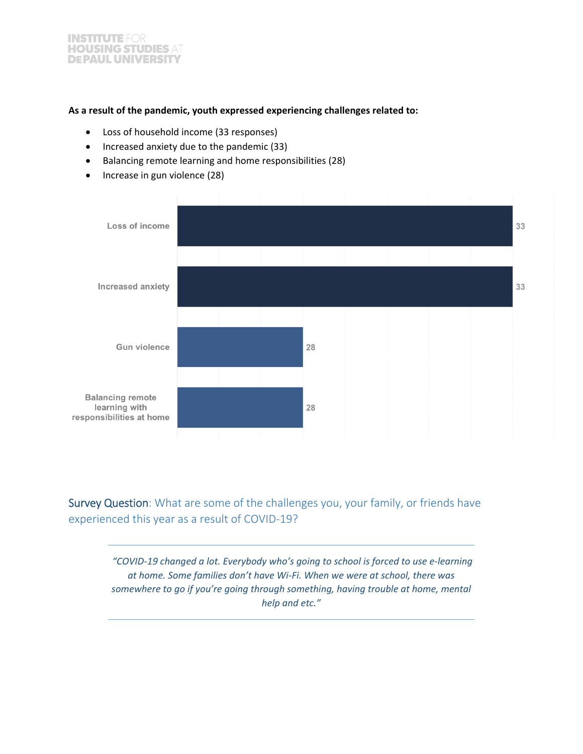**As a result of the pandemic, youth expressed experiencing challenges related to:**

- Loss of household income (33 responses)
- Increased anxiety due to the pandemic (33)
- Balancing remote learning and home responsibilities (28)
- Increase in gun violence (28)

| Challenge | Responses |
|---|---|
| Loss of income | 33 |
| Increased anxiety | 33 |
| Gun violence | 28 |
| Balancing remote learning with responsibilities at home | 28 |

Survey Question: What are some of the challenges you, your family, or friends have experienced this year as a result of COVID-19?

> *"COVID-19 changed a lot. Everybody who's going to school is forced to use e-learning at home. Some families don't have Wi-Fi. When we were at school, there was somewhere to go if you're going through something, having trouble at home, mental help and etc."*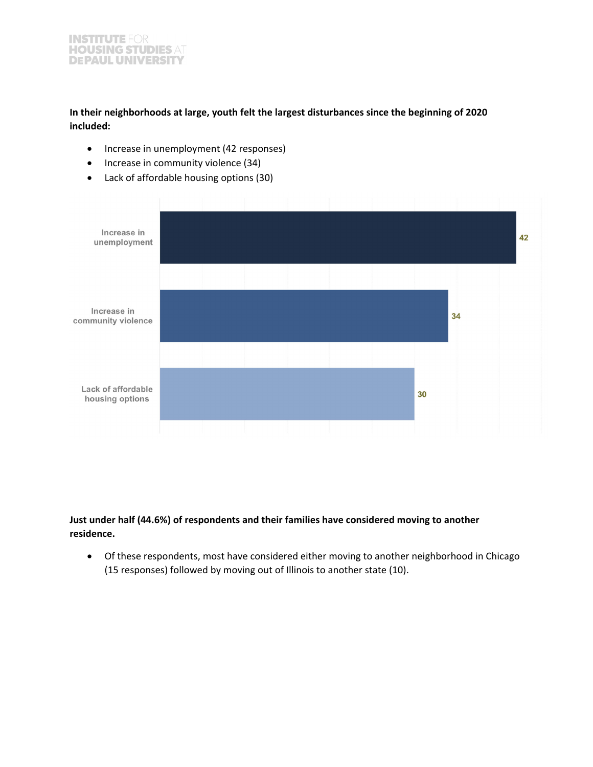**In their neighborhoods at large, youth felt the largest disturbances since the beginning of 2020 included:**

- Increase in unemployment (42 responses)
- Increase in community violence (34)
- Lack of affordable housing options (30)

| Disturbance | Responses |
|---|---|
| Increase in unemployment | 42 |
| Increase in community violence | 34 |
| Lack of affordable housing options | 30 |

**Just under half (44.6%) of respondents and their families have considered moving to another residence.**

- Of these respondents, most have considered either moving to another neighborhood in Chicago (15 responses) followed by moving out of Illinois to another state (10).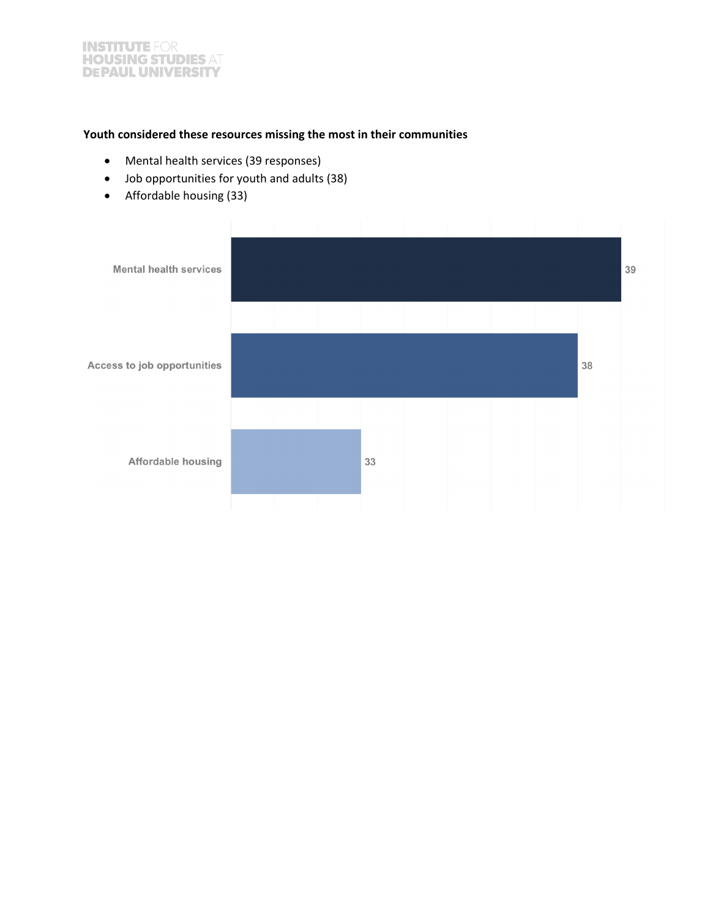**Youth considered these resources missing the most in their communities**

- Mental health services (39 responses)
- Job opportunities for youth and adults (38)
- Affordable housing (33)

| Resource | Responses |
| --- | --- |
| Mental health services | 39 |
| Access to job opportunities | 38 |
| Affordable housing | 33 |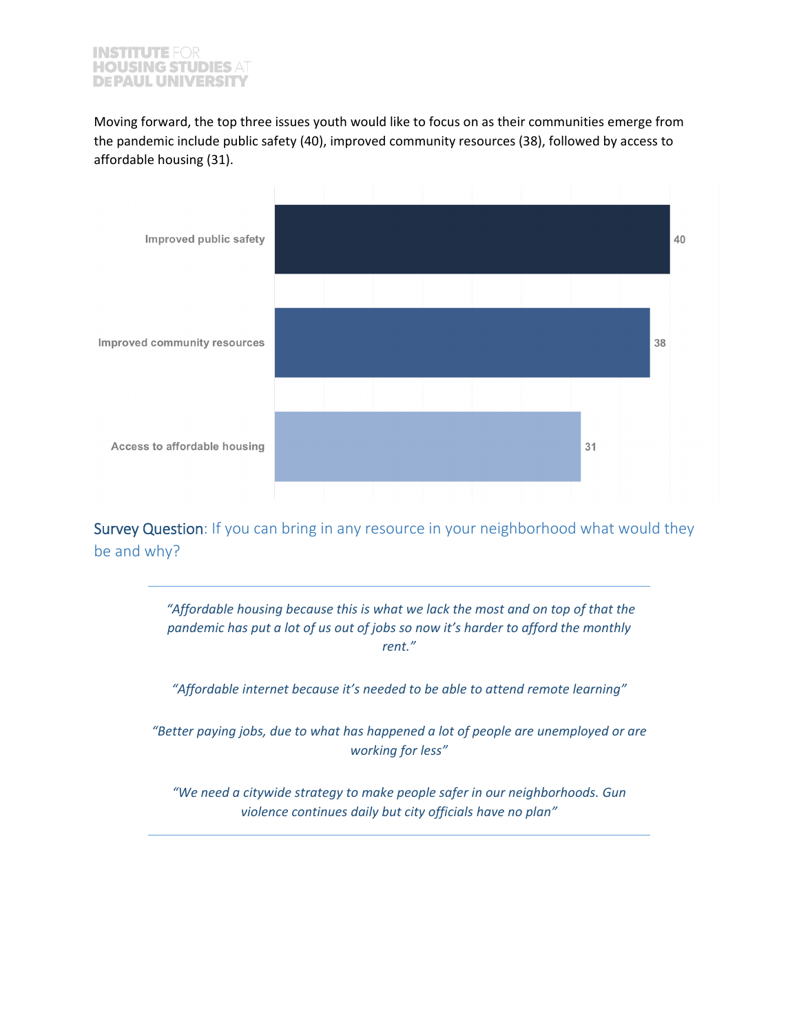Moving forward, the top three issues youth would like to focus on as their communities emerge from the pandemic include public safety (40), improved community resources (38), followed by access to affordable housing (31).

Improved public safety 40

Improved community resources 38

Access to affordable housing 31

Survey Question: If you can bring in any resource in your neighborhood what would they be and why?

---

*"Affordable housing because this is what we lack the most and on top of that the pandemic has put a lot of us out of jobs so now it's harder to afford the monthly rent."*

*"Affordable internet because it's needed to be able to attend remote learning"*

*"Better paying jobs, due to what has happened a lot of people are unemployed or are working for less"*

*"We need a citywide strategy to make people safer in our neighborhoods. Gun violence continues daily but city officials have no plan"*

---